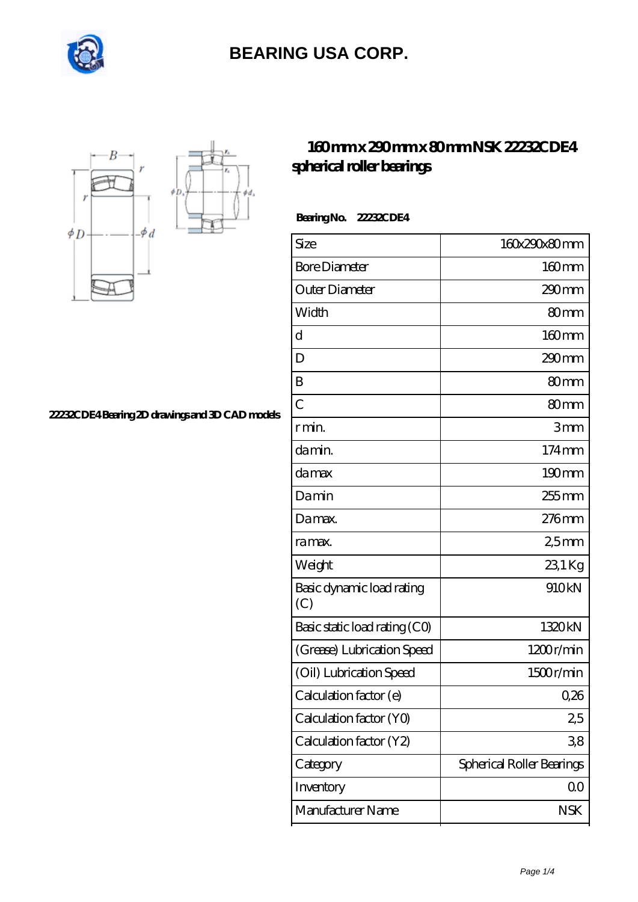# BEARING USA CORP.

## 160mm x 290mm x 80mm NSK 22232CDE4 spherical roller bearings

22232CDE4 Bearing 2D drawings and 3D CAD models

**Bearing No.** 22232CDE4

| Size | 160x290x80 mm |
|---|---|
| Bore Diameter | 160 mm |
| Outer Diameter | 290 mm |
| Width | 80 mm |
| d | 160 mm |
| D | 290 mm |
| B | 80 mm |
| C | 80 mm |
| r min. | 3 mm |
| da min. | 174 mm |
| da max | 190 mm |
| Da min | 255 mm |
| Da max. | 276 mm |
| ra max. | 2,5 mm |
| Weight | 23,1 Kg |
| Basic dynamic load rating (C) | 910 kN |
| Basic static load rating (C0) | 1320 kN |
| (Grease) Lubrication Speed | 1200 r/min |
| (Oil) Lubrication Speed | 1500 r/min |
| Calculation factor (e) | 0,26 |
| Calculation factor (Y0) | 2,5 |
| Calculation factor (Y2) | 3,8 |
| Category | Spherical Roller Bearings |
| Inventory | 0.0 |
| Manufacturer Name | NSK |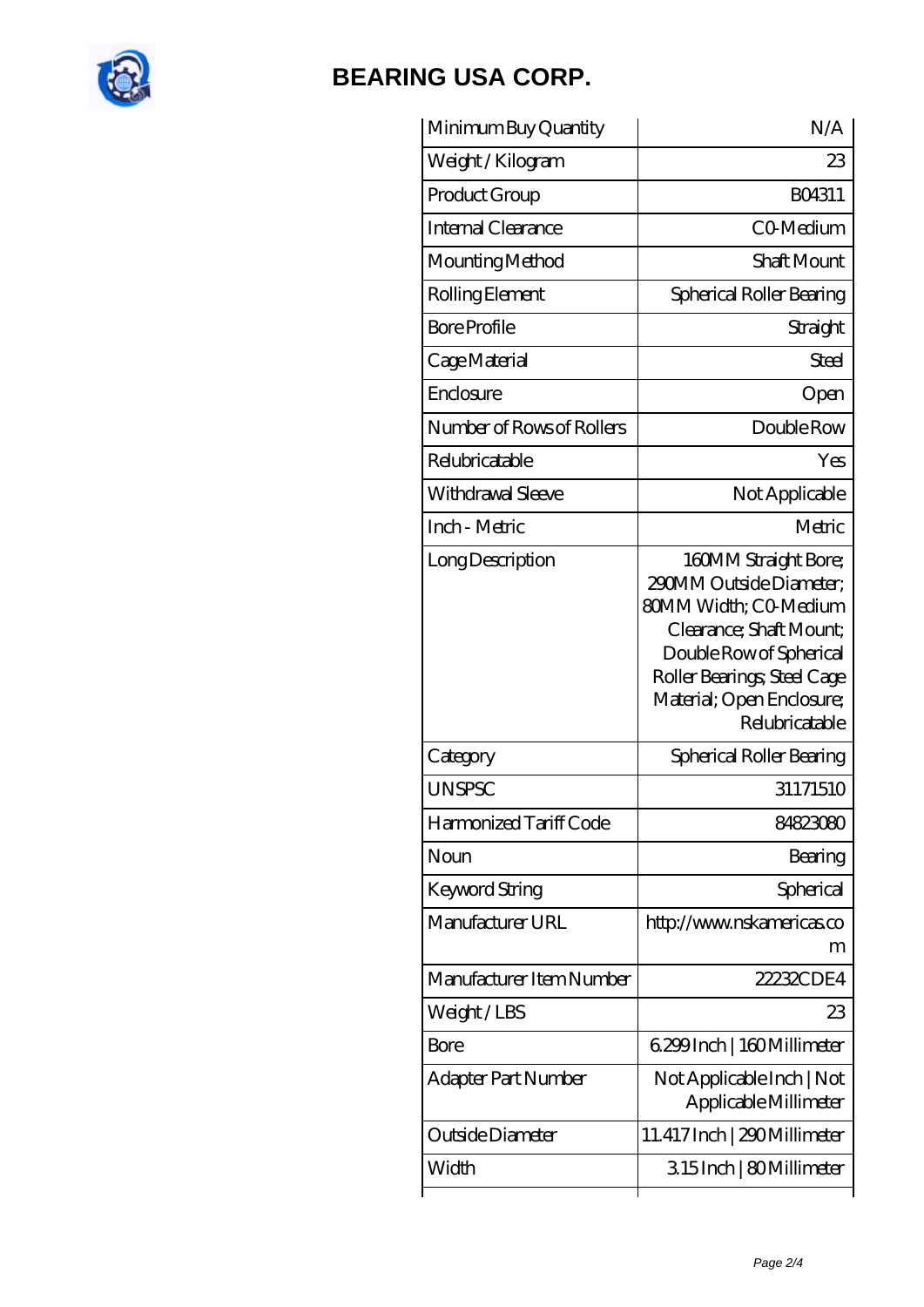| Minimum Buy Quantity | N/A |
|---|---|
| Weight / Kilogram | 23 |
| Product Group | B04311 |
| Internal Clearance | C0-Medium |
| Mounting Method | Shaft Mount |
| Rolling Element | Spherical Roller Bearing |
| Bore Profile | Straight |
| Cage Material | Steel |
| Enclosure | Open |
| Number of Rows of Rollers | Double Row |
| Relubricatable | Yes |
| Withdrawal Sleeve | Not Applicable |
| Inch - Metric | Metric |
| Long Description | 160MM Straight Bore; 290MM Outside Diameter; 80MM Width; C0-Medium Clearance; Shaft Mount; Double Row of Spherical Roller Bearings; Steel Cage Material; Open Enclosure; Relubricatable |
| Category | Spherical Roller Bearing |
| UNSPSC | 31171510 |
| Harmonized Tariff Code | 84823080 |
| Noun | Bearing |
| Keyword String | Spherical |
| Manufacturer URL | http://www.nskamericas.com |
| Manufacturer Item Number | 22232CDE4 |
| Weight / LBS | 23 |
| Bore | 6.299 Inch \| 160 Millimeter |
| Adapter Part Number | Not Applicable Inch \| Not Applicable Millimeter |
| Outside Diameter | 11.417 Inch \| 290 Millimeter |
| Width | 3.15 Inch \| 80 Millimeter |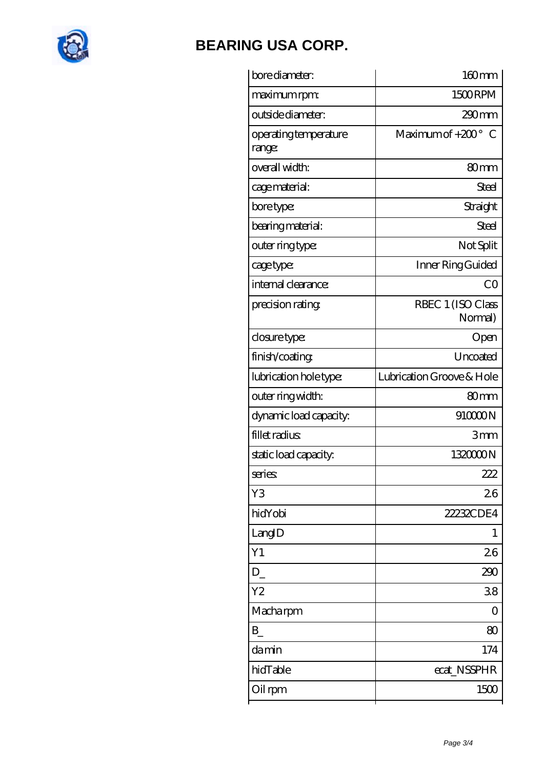# BEARING USA CORP.

| | |
|---|---|
| bore diameter: | 160 mm |
| maximum rpm: | 1500 RPM |
| outside diameter: | 290 mm |
| operating temperature range: | Maximum of +200 ° C |
| overall width: | 80 mm |
| cage material: | Steel |
| bore type: | Straight |
| bearing material: | Steel |
| outer ring type: | Not Split |
| cage type: | Inner Ring Guided |
| internal clearance: | C0 |
| precision rating: | RBEC 1 (ISO Class Normal) |
| closure type: | Open |
| finish/coating: | Uncoated |
| lubrication hole type: | Lubrication Groove & Hole |
| outer ring width: | 80 mm |
| dynamic load capacity: | 910000 N |
| fillet radius: | 3 mm |
| static load capacity: | 1320000 N |
| series: | 222 |
| Y3 | 2.6 |
| hidYobi | 22232CDE4 |
| LangID | 1 |
| Y1 | 2.6 |
| D_ | 290 |
| Y2 | 3.8 |
| Macha rpm | 0 |
| B_ | 80 |
| da min | 174 |
| hidTable | ecat_NSSPHR |
| Oil rpm | 1500 |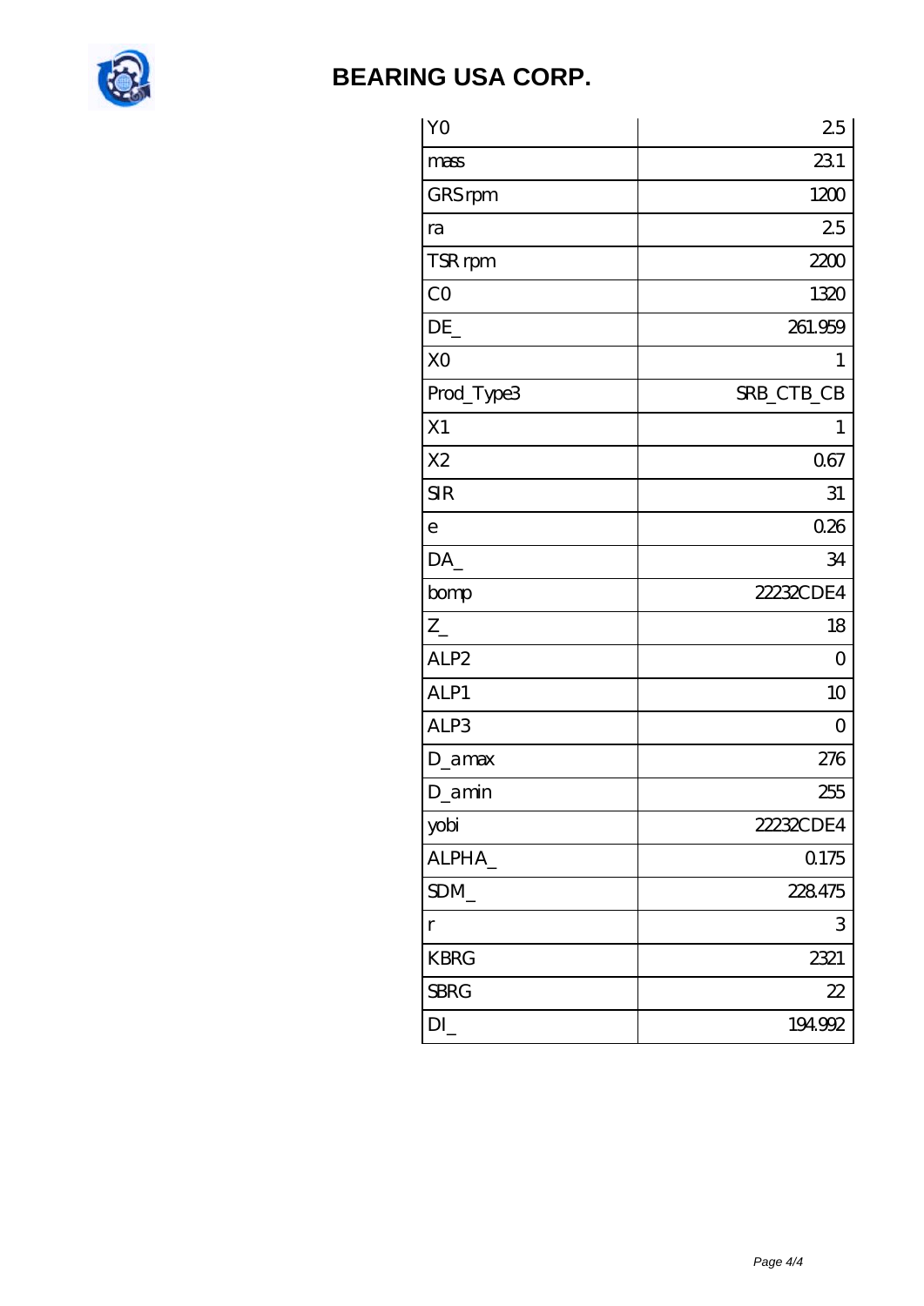| | |
|---|---|
| Y0 | 2.5 |
| mass | 23.1 |
| GRS rpm | 1200 |
| ra | 2.5 |
| TSR rpm | 2200 |
| C0 | 1320 |
| DE_ | 261.959 |
| X0 | 1 |
| Prod_Type3 | SRB_CTB_CB |
| X1 | 1 |
| X2 | 0.67 |
| SIR | 31 |
| e | 0.26 |
| DA_ | 34 |
| bomp | 22232CDE4 |
| Z_ | 18 |
| ALP2 | 0 |
| ALP1 | 10 |
| ALP3 | 0 |
| D_amax | 276 |
| D_amin | 255 |
| yobi | 22232CDE4 |
| ALPHA_ | 0.175 |
| SDM_ | 228.475 |
| r | 3 |
| KBRG | 2321 |
| SBRG | 22 |
| DI_ | 194.992 |